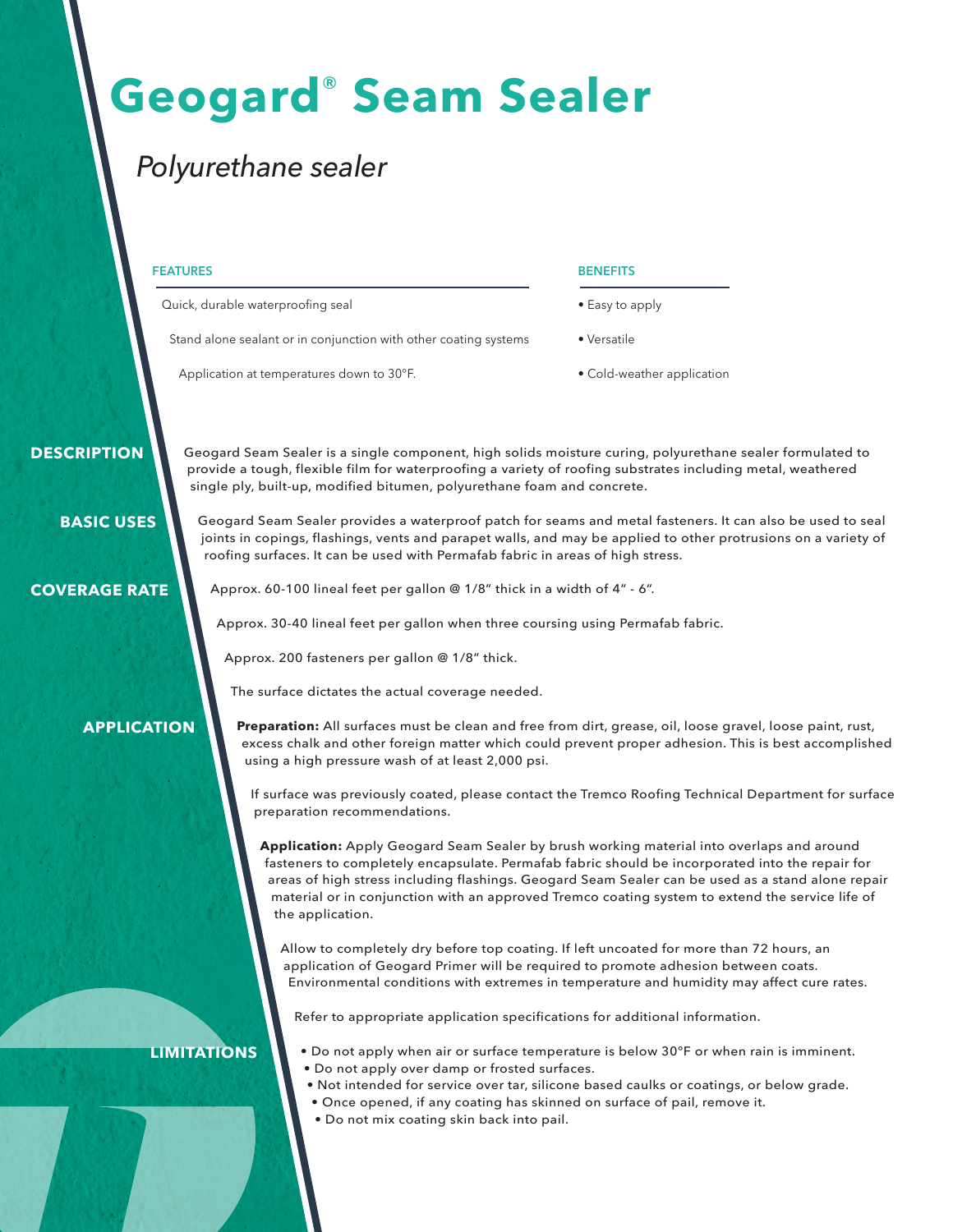# Geogard® Seam Sealer

*Polyurethane sealer*

| FEATURES | BENEFITS |
| --- | --- |
| Quick, durable waterproofing seal | • Easy to apply |
| Stand alone sealant or in conjunction with other coating systems | • Versatile |
| Application at temperatures down to 30°F. | • Cold-weather application |

## DESCRIPTION

Geogard Seam Sealer is a single component, high solids moisture curing, polyurethane sealer formulated to provide a tough, flexible film for waterproofing a variety of roofing substrates including metal, weathered single ply, built-up, modified bitumen, polyurethane foam and concrete.

## BASIC USES

Geogard Seam Sealer provides a waterproof patch for seams and metal fasteners. It can also be used to seal joints in copings, flashings, vents and parapet walls, and may be applied to other protrusions on a variety of roofing surfaces. It can be used with Permafab fabric in areas of high stress.

## COVERAGE RATE

Approx. 60-100 lineal feet per gallon @ 1/8" thick in a width of 4" - 6".

Approx. 30-40 lineal feet per gallon when three coursing using Permafab fabric.

Approx. 200 fasteners per gallon @ 1/8" thick.

The surface dictates the actual coverage needed.

## APPLICATION

**Preparation:** All surfaces must be clean and free from dirt, grease, oil, loose gravel, loose paint, rust, excess chalk and other foreign matter which could prevent proper adhesion. This is best accomplished using a high pressure wash of at least 2,000 psi.

If surface was previously coated, please contact the Tremco Roofing Technical Department for surface preparation recommendations.

**Application:** Apply Geogard Seam Sealer by brush working material into overlaps and around fasteners to completely encapsulate. Permafab fabric should be incorporated into the repair for areas of high stress including flashings. Geogard Seam Sealer can be used as a stand alone repair material or in conjunction with an approved Tremco coating system to extend the service life of the application.

Allow to completely dry before top coating. If left uncoated for more than 72 hours, an application of Geogard Primer will be required to promote adhesion between coats. Environmental conditions with extremes in temperature and humidity may affect cure rates.

Refer to appropriate application specifications for additional information.

## LIMITATIONS

- Do not apply when air or surface temperature is below 30°F or when rain is imminent.
- Do not apply over damp or frosted surfaces.
- Not intended for service over tar, silicone based caulks or coatings, or below grade.
- Once opened, if any coating has skinned on surface of pail, remove it.
- Do not mix coating skin back into pail.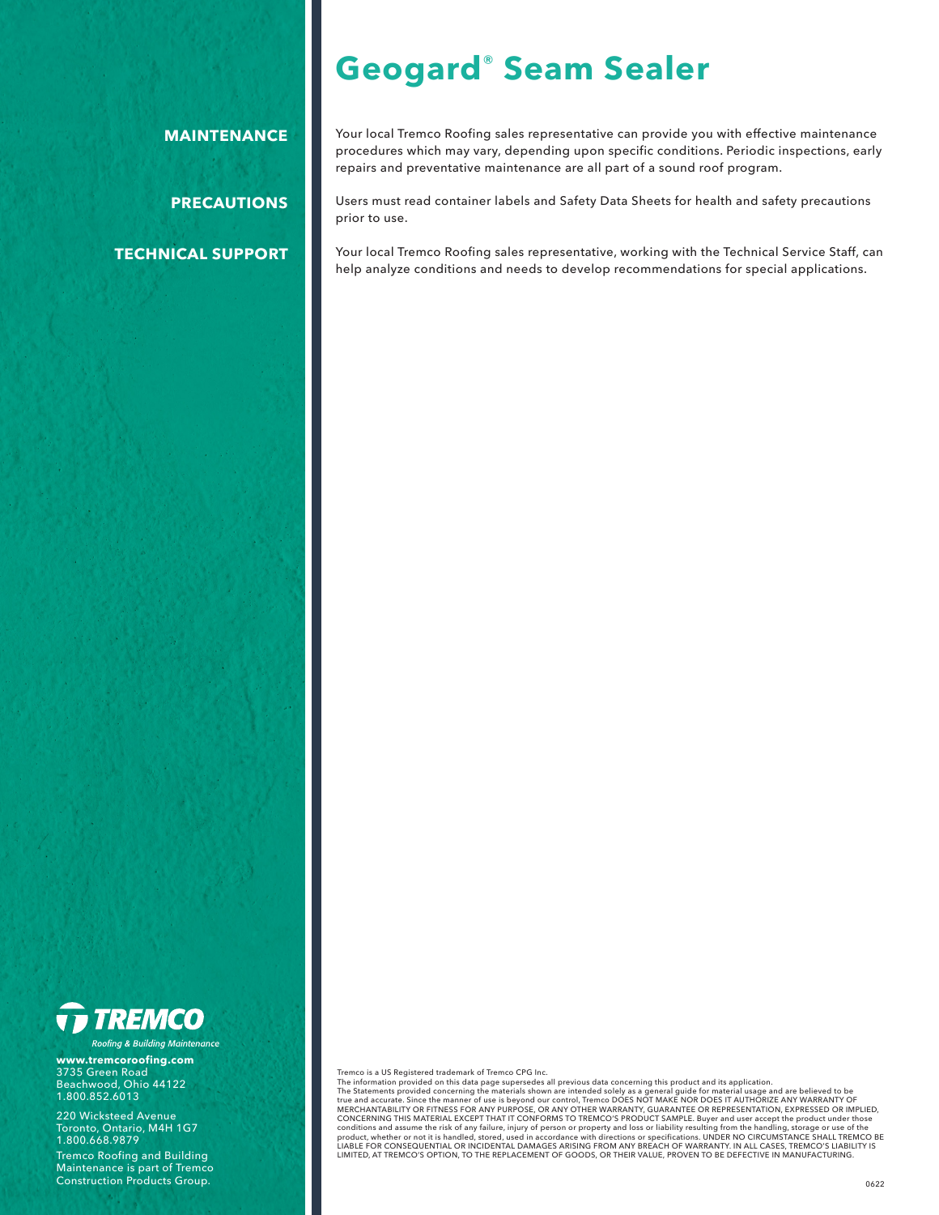# Geogard® Seam Sealer

**MAINTENANCE**

Your local Tremco Roofing sales representative can provide you with effective maintenance procedures which may vary, depending upon specific conditions. Periodic inspections, early repairs and preventative maintenance are all part of a sound roof program.

**PRECAUTIONS**

Users must read container labels and Safety Data Sheets for health and safety precautions prior to use.

**TECHNICAL SUPPORT**

Your local Tremco Roofing sales representative, working with the Technical Service Staff, can help analyze conditions and needs to develop recommendations for special applications.

TREMCO
*Roofing & Building Maintenance*

**www.tremcoroofing.com**
3735 Green Road
Beachwood, Ohio 44122
1.800.852.6013

220 Wicksteed Avenue
Toronto, Ontario, M4H 1G7
1.800.668.9879

Tremco Roofing and Building Maintenance is part of Tremco Construction Products Group.

Tremco is a US Registered trademark of Tremco CPG Inc.
The information provided on this data page supersedes all previous data concerning this product and its application.
The Statements provided concerning the materials shown are intended solely as a general guide for material usage and are believed to be true and accurate. Since the manner of use is beyond our control, Tremco DOES NOT MAKE NOR DOES IT AUTHORIZE ANY WARRANTY OF MERCHANTABILITY OR FITNESS FOR ANY PURPOSE, OR ANY OTHER WARRANTY, GUARANTEE OR REPRESENTATION, EXPRESSED OR IMPLIED, CONCERNING THIS MATERIAL EXCEPT THAT IT CONFORMS TO TREMCO'S PRODUCT SAMPLE. Buyer and user accept the product under those conditions and assume the risk of any failure, injury of person or property and loss or liability resulting from the handling, storage or use of the product, whether or not it is handled, stored, used in accordance with directions or specifications. UNDER NO CIRCUMSTANCE SHALL TREMCO BE LIABLE FOR CONSEQUENTIAL OR INCIDENTAL DAMAGES ARISING FROM ANY BREACH OF WARRANTY. IN ALL CASES, TREMCO'S LIABILITY IS LIMITED, AT TREMCO'S OPTION, TO THE REPLACEMENT OF GOODS, OR THEIR VALUE, PROVEN TO BE DEFECTIVE IN MANUFACTURING.

0622